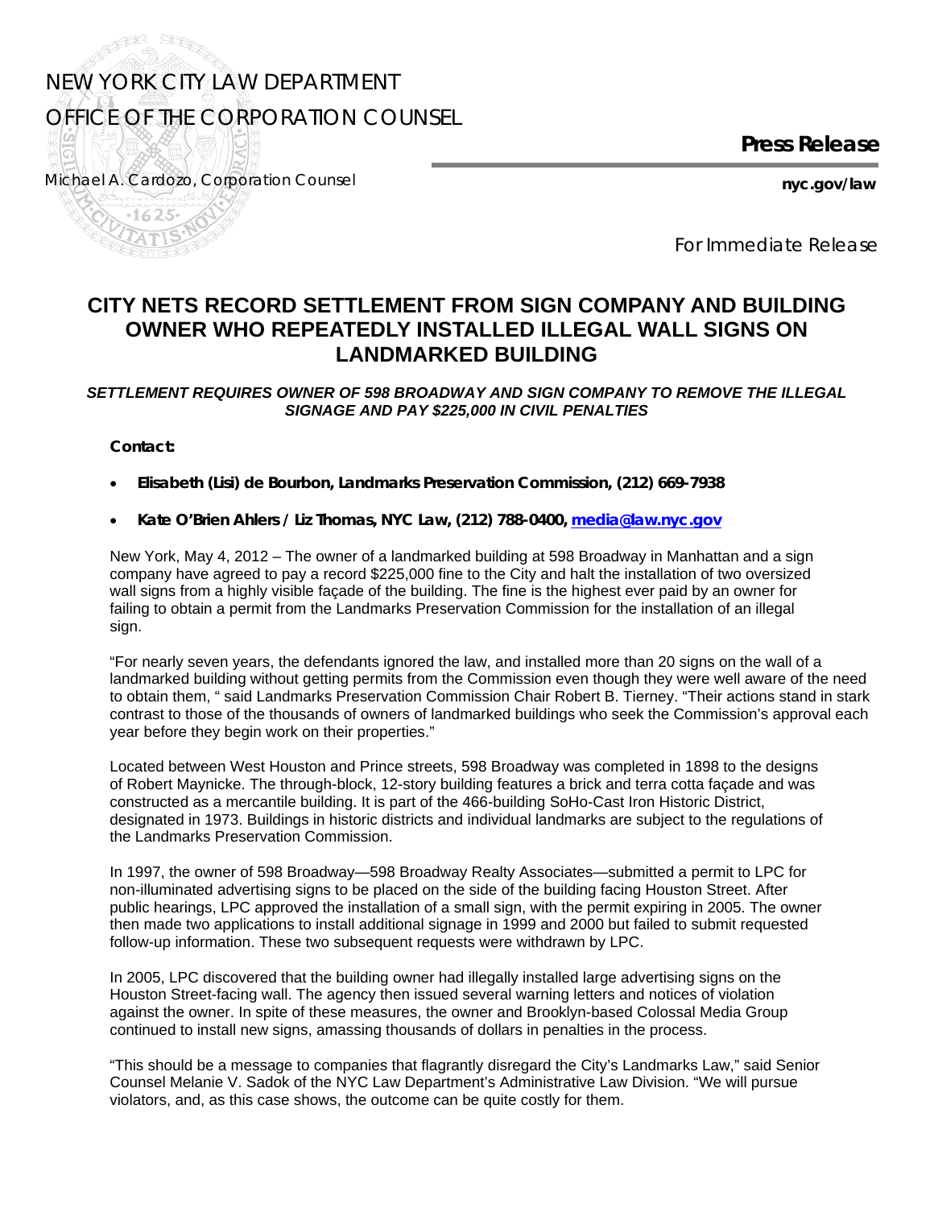NEW YORK CITY LAW DEPARTMENT

OFFICE OF THE CORPORATION COUNSEL

**Press Release**

Michael A. Cardozo, Corporation Counsel

**nyc.gov/law**

*For Immediate Release*

# CITY NETS RECORD SETTLEMENT FROM SIGN COMPANY AND BUILDING OWNER WHO REPEATEDLY INSTALLED ILLEGAL WALL SIGNS ON LANDMARKED BUILDING

***SETTLEMENT REQUIRES OWNER OF 598 BROADWAY AND SIGN COMPANY TO REMOVE THE ILLEGAL SIGNAGE AND PAY $225,000 IN CIVIL PENALTIES***

**Contact:**

- **Elisabeth (Lisi) de Bourbon, Landmarks Preservation Commission, (212) 669-7938**
- **Kate O'Brien Ahlers / Liz Thomas, NYC Law, (212) 788-0400, media@law.nyc.gov**

New York, May 4, 2012 – The owner of a landmarked building at 598 Broadway in Manhattan and a sign company have agreed to pay a record $225,000 fine to the City and halt the installation of two oversized wall signs from a highly visible façade of the building. The fine is the highest ever paid by an owner for failing to obtain a permit from the Landmarks Preservation Commission for the installation of an illegal sign.

"For nearly seven years, the defendants ignored the law, and installed more than 20 signs on the wall of a landmarked building without getting permits from the Commission even though they were well aware of the need to obtain them, " said Landmarks Preservation Commission Chair Robert B. Tierney. "Their actions stand in stark contrast to those of the thousands of owners of landmarked buildings who seek the Commission's approval each year before they begin work on their properties."

Located between West Houston and Prince streets, 598 Broadway was completed in 1898 to the designs of Robert Maynicke. The through-block, 12-story building features a brick and terra cotta façade and was constructed as a mercantile building. It is part of the 466-building SoHo-Cast Iron Historic District, designated in 1973. Buildings in historic districts and individual landmarks are subject to the regulations of the Landmarks Preservation Commission.

In 1997, the owner of 598 Broadway—598 Broadway Realty Associates—submitted a permit to LPC for non-illuminated advertising signs to be placed on the side of the building facing Houston Street. After public hearings, LPC approved the installation of a small sign, with the permit expiring in 2005. The owner then made two applications to install additional signage in 1999 and 2000 but failed to submit requested follow-up information. These two subsequent requests were withdrawn by LPC.

In 2005, LPC discovered that the building owner had illegally installed large advertising signs on the Houston Street-facing wall. The agency then issued several warning letters and notices of violation against the owner. In spite of these measures, the owner and Brooklyn-based Colossal Media Group continued to install new signs, amassing thousands of dollars in penalties in the process.

"This should be a message to companies that flagrantly disregard the City's Landmarks Law," said Senior Counsel Melanie V. Sadok of the NYC Law Department's Administrative Law Division. "We will pursue violators, and, as this case shows, the outcome can be quite costly for them.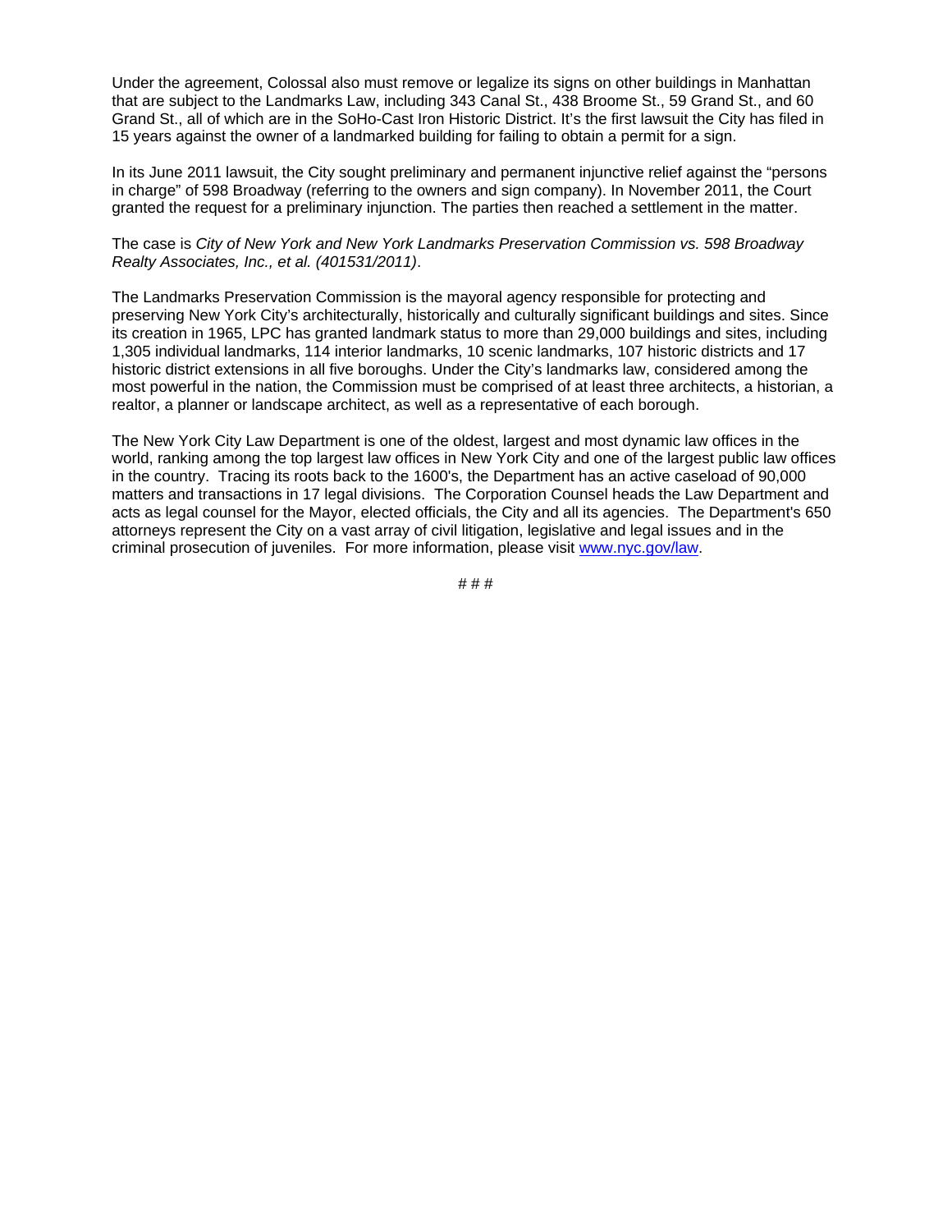Under the agreement, Colossal also must remove or legalize its signs on other buildings in Manhattan that are subject to the Landmarks Law, including 343 Canal St., 438 Broome St., 59 Grand St., and 60 Grand St., all of which are in the SoHo-Cast Iron Historic District. It's the first lawsuit the City has filed in 15 years against the owner of a landmarked building for failing to obtain a permit for a sign.

In its June 2011 lawsuit, the City sought preliminary and permanent injunctive relief against the "persons in charge" of 598 Broadway (referring to the owners and sign company). In November 2011, the Court granted the request for a preliminary injunction. The parties then reached a settlement in the matter.

The case is *City of New York and New York Landmarks Preservation Commission vs. 598 Broadway Realty Associates, Inc., et al. (401531/2011)*.

The Landmarks Preservation Commission is the mayoral agency responsible for protecting and preserving New York City's architecturally, historically and culturally significant buildings and sites. Since its creation in 1965, LPC has granted landmark status to more than 29,000 buildings and sites, including 1,305 individual landmarks, 114 interior landmarks, 10 scenic landmarks, 107 historic districts and 17 historic district extensions in all five boroughs. Under the City's landmarks law, considered among the most powerful in the nation, the Commission must be comprised of at least three architects, a historian, a realtor, a planner or landscape architect, as well as a representative of each borough.

The New York City Law Department is one of the oldest, largest and most dynamic law offices in the world, ranking among the top largest law offices in New York City and one of the largest public law offices in the country. Tracing its roots back to the 1600's, the Department has an active caseload of 90,000 matters and transactions in 17 legal divisions. The Corporation Counsel heads the Law Department and acts as legal counsel for the Mayor, elected officials, the City and all its agencies. The Department's 650 attorneys represent the City on a vast array of civil litigation, legislative and legal issues and in the criminal prosecution of juveniles. For more information, please visit [www.nyc.gov/law](http://www.nyc.gov/law).

# # #